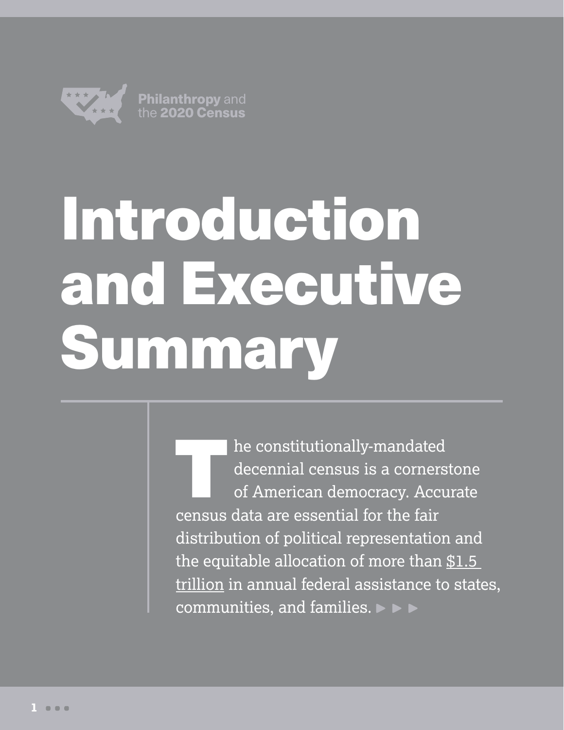**Philanthropy** and the **2020 Census**

# Introduction and Executive Summary

The constitutionally-mandated decennial census is a cornerstone of American democracy. Accurate census data are essential for the fair distribution of political representation and the equitable allocation of more than $1.5 trillion in annual federal assistance to states, communities, and families.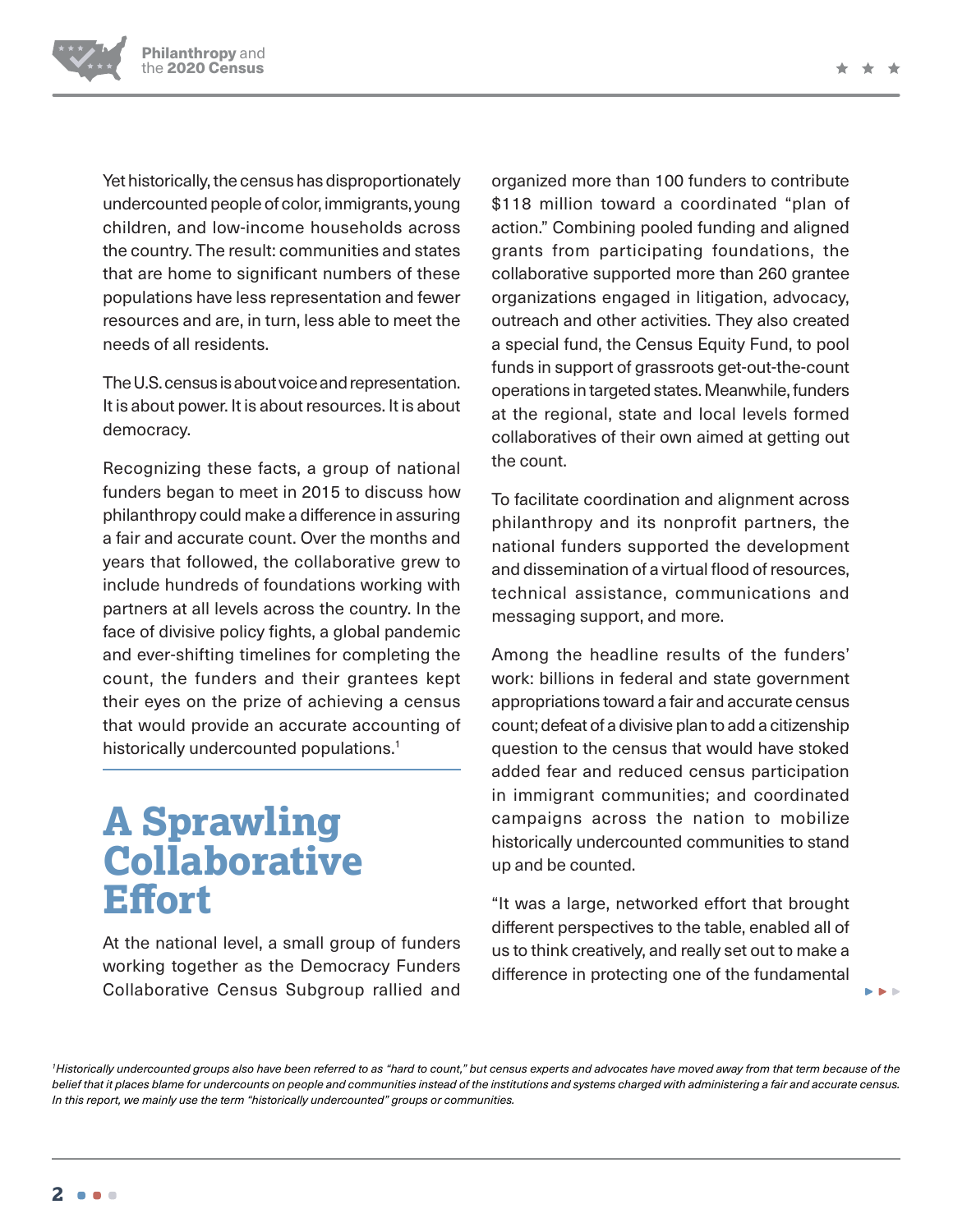Yet historically, the census has disproportionately undercounted people of color, immigrants, young children, and low-income households across the country. The result: communities and states that are home to significant numbers of these populations have less representation and fewer resources and are, in turn, less able to meet the needs of all residents.

The U.S. census is about voice and representation. It is about power. It is about resources. It is about democracy.

Recognizing these facts, a group of national funders began to meet in 2015 to discuss how philanthropy could make a difference in assuring a fair and accurate count. Over the months and years that followed, the collaborative grew to include hundreds of foundations working with partners at all levels across the country. In the face of divisive policy fights, a global pandemic and ever-shifting timelines for completing the count, the funders and their grantees kept their eyes on the prize of achieving a census that would provide an accurate accounting of historically undercounted populations.[1]

## A Sprawling Collaborative Effort

At the national level, a small group of funders working together as the Democracy Funders Collaborative Census Subgroup rallied and organized more than 100 funders to contribute $118 million toward a coordinated "plan of action." Combining pooled funding and aligned grants from participating foundations, the collaborative supported more than 260 grantee organizations engaged in litigation, advocacy, outreach and other activities. They also created a special fund, the Census Equity Fund, to pool funds in support of grassroots get-out-the-count operations in targeted states. Meanwhile, funders at the regional, state and local levels formed collaboratives of their own aimed at getting out the count.

To facilitate coordination and alignment across philanthropy and its nonprofit partners, the national funders supported the development and dissemination of a virtual flood of resources, technical assistance, communications and messaging support, and more.

Among the headline results of the funders' work: billions in federal and state government appropriations toward a fair and accurate census count; defeat of a divisive plan to add a citizenship question to the census that would have stoked added fear and reduced census participation in immigrant communities; and coordinated campaigns across the nation to mobilize historically undercounted communities to stand up and be counted.

"It was a large, networked effort that brought different perspectives to the table, enabled all of us to think creatively, and really set out to make a difference in protecting one of the fundamental

*[1]Historically undercounted groups also have been referred to as "hard to count," but census experts and advocates have moved away from that term because of the belief that it places blame for undercounts on people and communities instead of the institutions and systems charged with administering a fair and accurate census. In this report, we mainly use the term "historically undercounted" groups or communities.*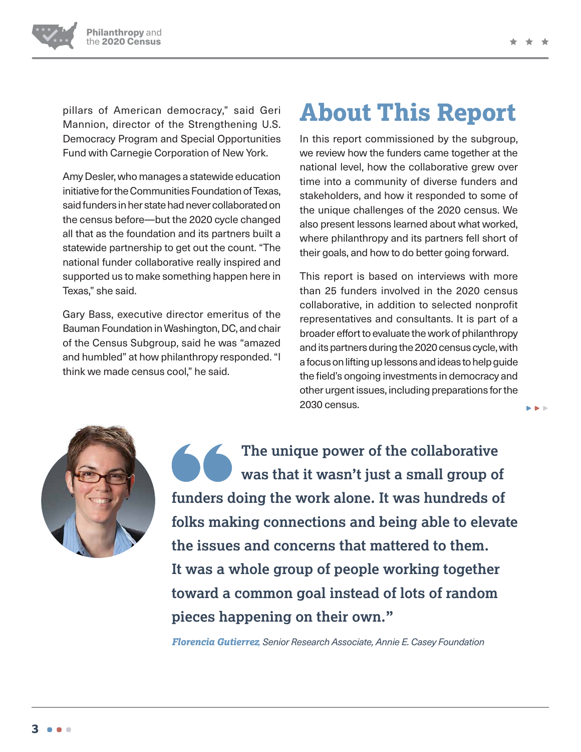pillars of American democracy," said Geri Mannion, director of the Strengthening U.S. Democracy Program and Special Opportunities Fund with Carnegie Corporation of New York.

Amy Desler, who manages a statewide education initiative for the Communities Foundation of Texas, said funders in her state had never collaborated on the census before—but the 2020 cycle changed all that as the foundation and its partners built a statewide partnership to get out the count. "The national funder collaborative really inspired and supported us to make something happen here in Texas," she said.

Gary Bass, executive director emeritus of the Bauman Foundation in Washington, DC, and chair of the Census Subgroup, said he was "amazed and humbled" at how philanthropy responded. "I think we made census cool," he said.

# About This Report

In this report commissioned by the subgroup, we review how the funders came together at the national level, how the collaborative grew over time into a community of diverse funders and stakeholders, and how it responded to some of the unique challenges of the 2020 census. We also present lessons learned about what worked, where philanthropy and its partners fell short of their goals, and how to do better going forward.

This report is based on interviews with more than 25 funders involved in the 2020 census collaborative, in addition to selected nonprofit representatives and consultants. It is part of a broader effort to evaluate the work of philanthropy and its partners during the 2020 census cycle, with a focus on lifting up lessons and ideas to help guide the field's ongoing investments in democracy and other urgent issues, including preparations for the 2030 census.

> **The unique power of the collaborative was that it wasn't just a small group of funders doing the work alone. It was hundreds of folks making connections and being able to elevate the issues and concerns that mattered to them. It was a whole group of people working together toward a common goal instead of lots of random pieces happening on their own."**
>
> ***Florencia Gutierrez**, Senior Research Associate, Annie E. Casey Foundation*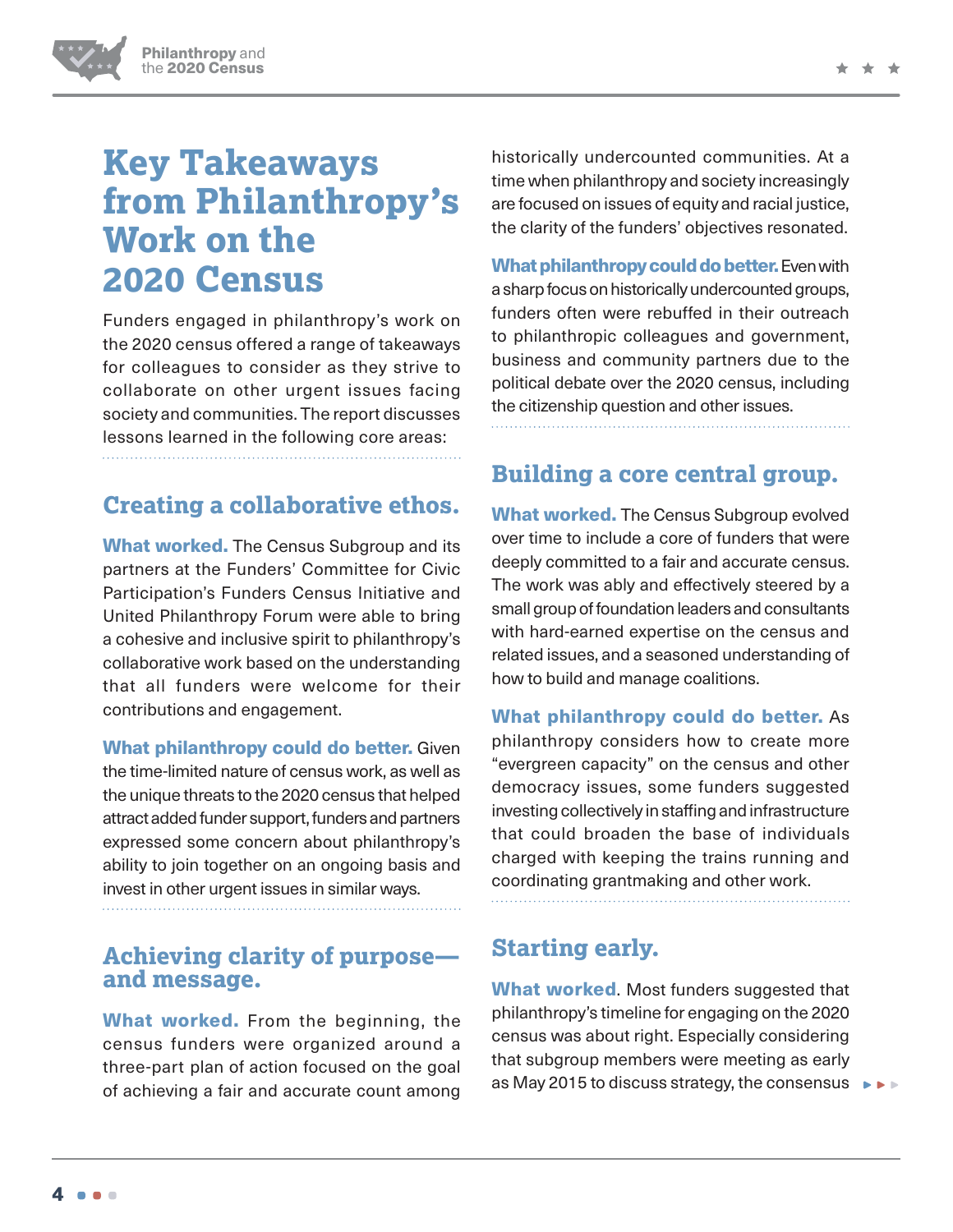# Key Takeaways from Philanthropy's Work on the 2020 Census

Funders engaged in philanthropy's work on the 2020 census offered a range of takeaways for colleagues to consider as they strive to collaborate on other urgent issues facing society and communities. The report discusses lessons learned in the following core areas:

## Creating a collaborative ethos.

**What worked.** The Census Subgroup and its partners at the Funders' Committee for Civic Participation's Funders Census Initiative and United Philanthropy Forum were able to bring a cohesive and inclusive spirit to philanthropy's collaborative work based on the understanding that all funders were welcome for their contributions and engagement.

**What philanthropy could do better.** Given the time-limited nature of census work, as well as the unique threats to the 2020 census that helped attract added funder support, funders and partners expressed some concern about philanthropy's ability to join together on an ongoing basis and invest in other urgent issues in similar ways.

## Achieving clarity of purpose—and message.

**What worked.** From the beginning, the census funders were organized around a three-part plan of action focused on the goal of achieving a fair and accurate count among historically undercounted communities. At a time when philanthropy and society increasingly are focused on issues of equity and racial justice, the clarity of the funders' objectives resonated.

**What philanthropy could do better.** Even with a sharp focus on historically undercounted groups, funders often were rebuffed in their outreach to philanthropic colleagues and government, business and community partners due to the political debate over the 2020 census, including the citizenship question and other issues.

## Building a core central group.

**What worked.** The Census Subgroup evolved over time to include a core of funders that were deeply committed to a fair and accurate census. The work was ably and effectively steered by a small group of foundation leaders and consultants with hard-earned expertise on the census and related issues, and a seasoned understanding of how to build and manage coalitions.

**What philanthropy could do better.** As philanthropy considers how to create more "evergreen capacity" on the census and other democracy issues, some funders suggested investing collectively in staffing and infrastructure that could broaden the base of individuals charged with keeping the trains running and coordinating grantmaking and other work.

## Starting early.

**What worked**. Most funders suggested that philanthropy's timeline for engaging on the 2020 census was about right. Especially considering that subgroup members were meeting as early as May 2015 to discuss strategy, the consensus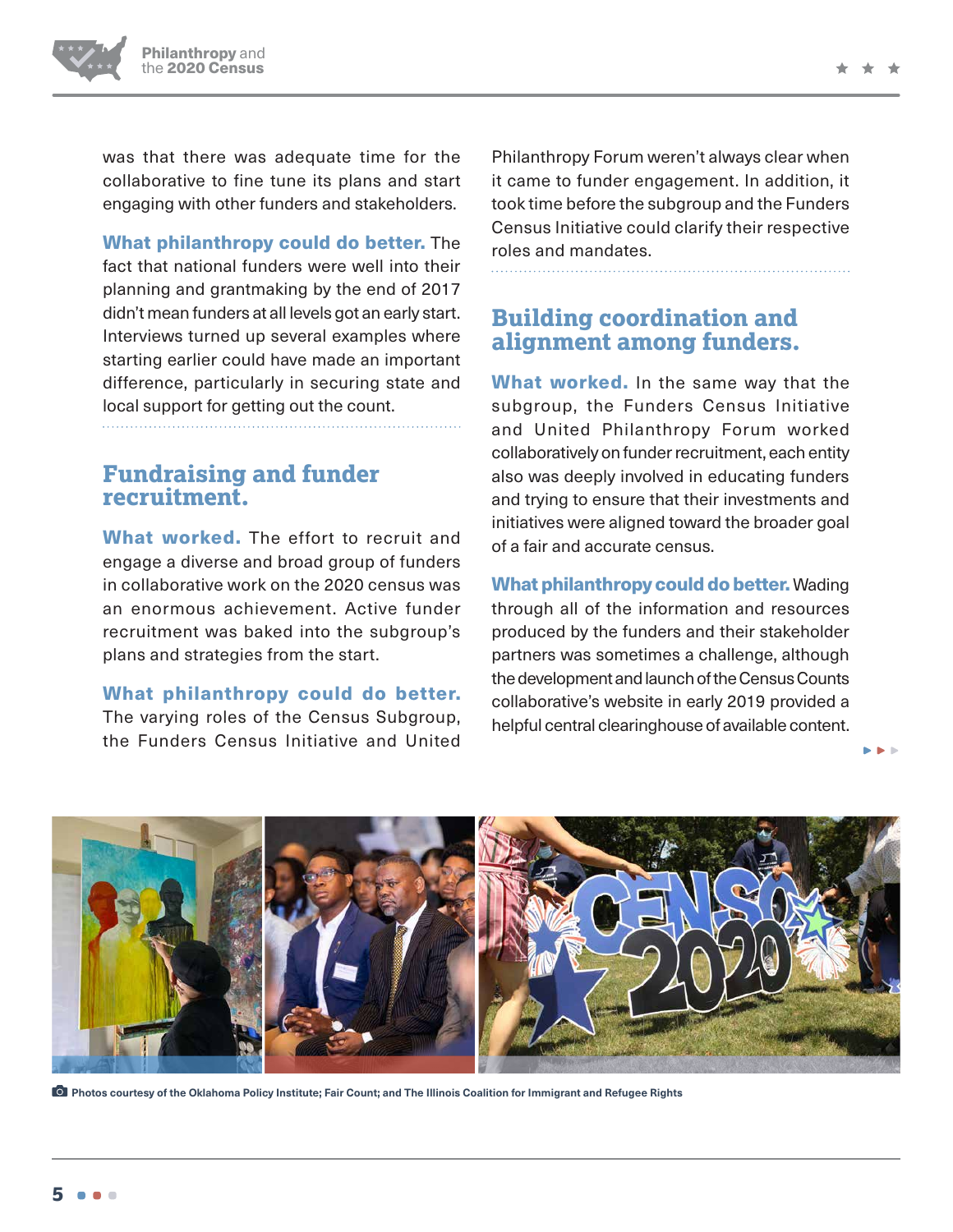was that there was adequate time for the collaborative to fine tune its plans and start engaging with other funders and stakeholders.

**What philanthropy could do better.** The fact that national funders were well into their planning and grantmaking by the end of 2017 didn't mean funders at all levels got an early start. Interviews turned up several examples where starting earlier could have made an important difference, particularly in securing state and local support for getting out the count.

## Fundraising and funder recruitment.

**What worked.** The effort to recruit and engage a diverse and broad group of funders in collaborative work on the 2020 census was an enormous achievement. Active funder recruitment was baked into the subgroup's plans and strategies from the start.

**What philanthropy could do better.** The varying roles of the Census Subgroup, the Funders Census Initiative and United Philanthropy Forum weren't always clear when it came to funder engagement. In addition, it took time before the subgroup and the Funders Census Initiative could clarify their respective roles and mandates.

## Building coordination and alignment among funders.

**What worked.** In the same way that the subgroup, the Funders Census Initiative and United Philanthropy Forum worked collaboratively on funder recruitment, each entity also was deeply involved in educating funders and trying to ensure that their investments and initiatives were aligned toward the broader goal of a fair and accurate census.

**What philanthropy could do better.** Wading through all of the information and resources produced by the funders and their stakeholder partners was sometimes a challenge, although the development and launch of the Census Counts collaborative's website in early 2019 provided a helpful central clearinghouse of available content.

Photos courtesy of the Oklahoma Policy Institute; Fair Count; and The Illinois Coalition for Immigrant and Refugee Rights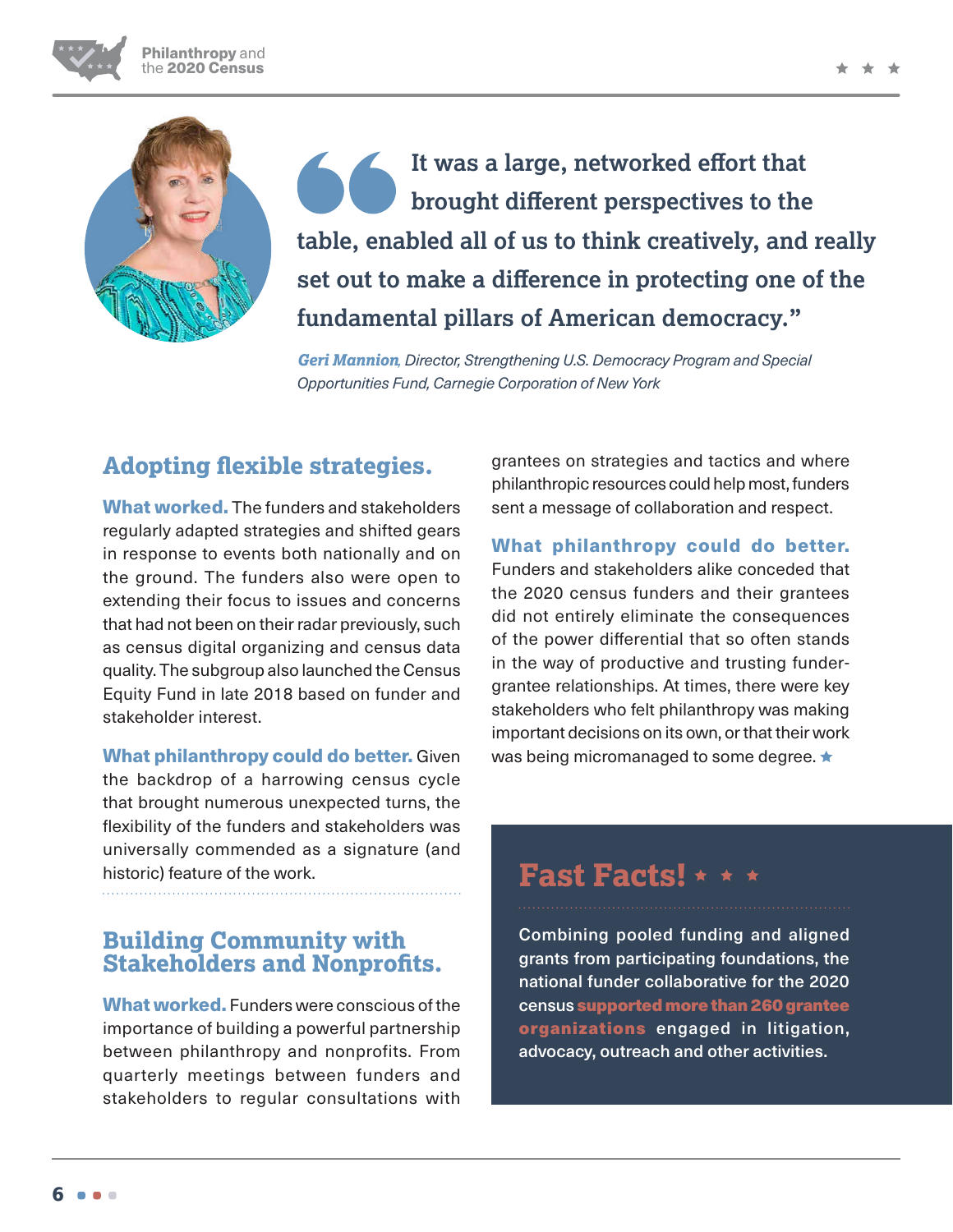> "It was a large, networked effort that brought different perspectives to the table, enabled all of us to think creatively, and really set out to make a difference in protecting one of the fundamental pillars of American democracy."
>
> ***Geri Mannion**, Director, Strengthening U.S. Democracy Program and Special Opportunities Fund, Carnegie Corporation of New York*

## Adopting flexible strategies.

**What worked.** The funders and stakeholders regularly adapted strategies and shifted gears in response to events both nationally and on the ground. The funders also were open to extending their focus to issues and concerns that had not been on their radar previously, such as census digital organizing and census data quality. The subgroup also launched the Census Equity Fund in late 2018 based on funder and stakeholder interest.

**What philanthropy could do better.** Given the backdrop of a harrowing census cycle that brought numerous unexpected turns, the flexibility of the funders and stakeholders was universally commended as a signature (and historic) feature of the work.

## Building Community with Stakeholders and Nonprofits.

**What worked.** Funders were conscious of the importance of building a powerful partnership between philanthropy and nonprofits. From quarterly meetings between funders and stakeholders to regular consultations with grantees on strategies and tactics and where philanthropic resources could help most, funders sent a message of collaboration and respect.

**What philanthropy could do better.** Funders and stakeholders alike conceded that the 2020 census funders and their grantees did not entirely eliminate the consequences of the power differential that so often stands in the way of productive and trusting funder-grantee relationships. At times, there were key stakeholders who felt philanthropy was making important decisions on its own, or that their work was being micromanaged to some degree. ★

### Fast Facts! ★ ★ ★

Combining pooled funding and aligned grants from participating foundations, the national funder collaborative for the 2020 census **supported more than 260 grantee organizations** engaged in litigation, advocacy, outreach and other activities.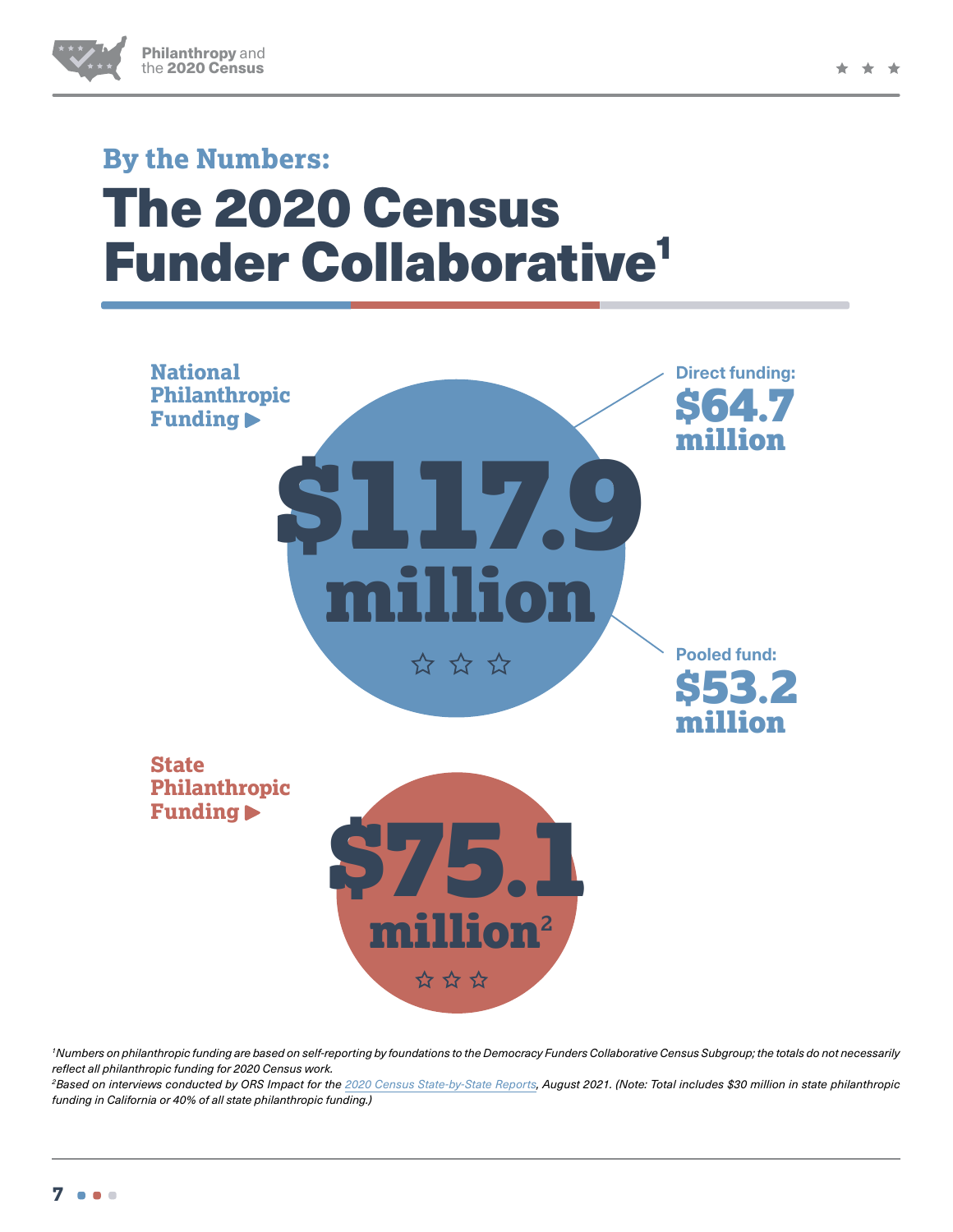## By the Numbers:

# The 2020 Census Funder Collaborative[1]

National Philanthropic Funding ▶

**$117.9 million**

Direct funding: **$64.7 million**

Pooled fund: **$53.2 million**

State Philanthropic Funding ▶

**$75.1 million[2]**

*[1]Numbers on philanthropic funding are based on self-reporting by foundations to the Democracy Funders Collaborative Census Subgroup; the totals do not necessarily reflect all philanthropic funding for 2020 Census work.*

*[2]Based on interviews conducted by ORS Impact for the 2020 Census State-by-State Reports, August 2021. (Note: Total includes $30 million in state philanthropic funding in California or 40% of all state philanthropic funding.)*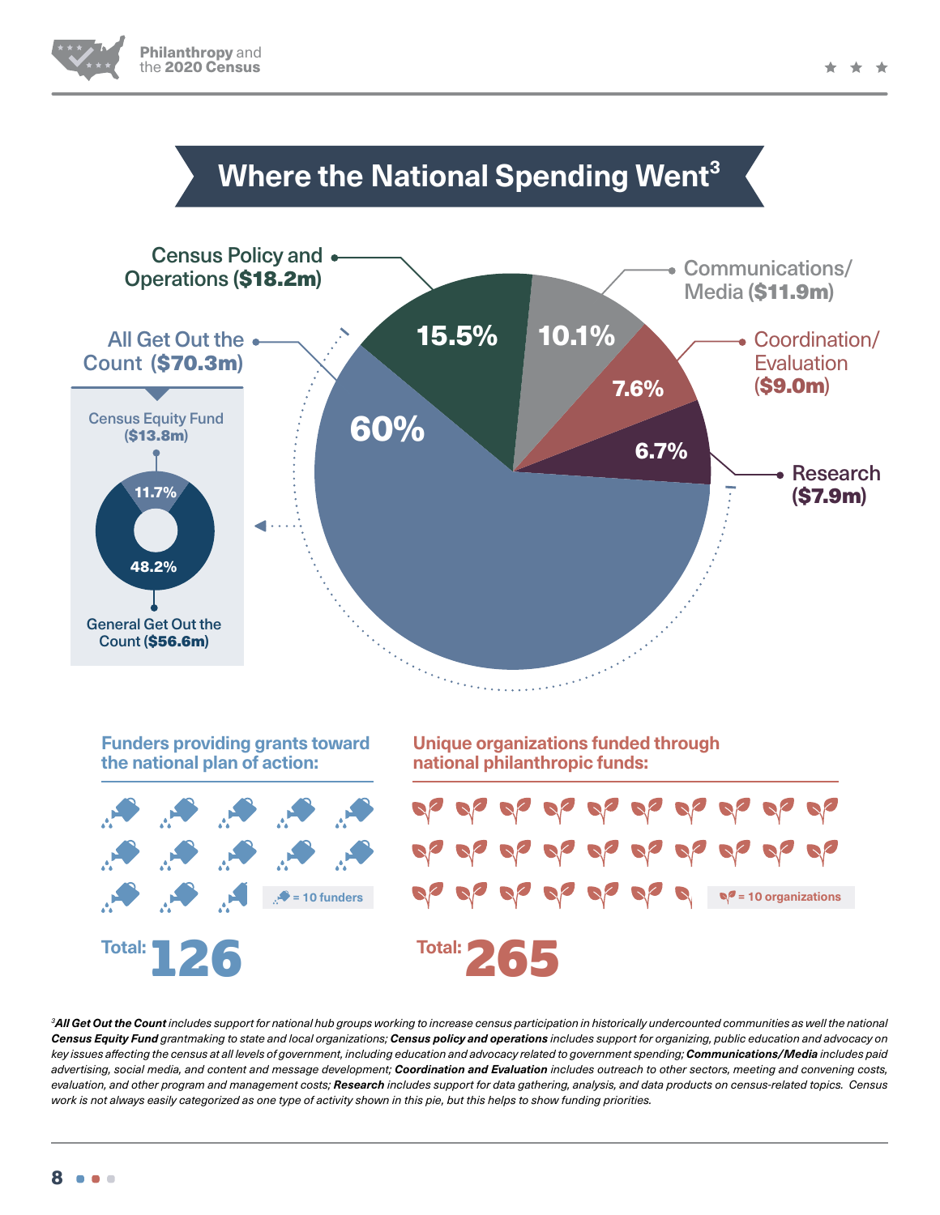## Where the National Spending Went[3]

Census Policy and Operations (**$18.2m**)

15.5%

Communications/ Media (**$11.9m**)

10.1%

Coordination/ Evaluation (**$9.0m**)

7.6%

Research (**$7.9m**)

6.7%

All Get Out the Count (**$70.3m**)

60%

Census Equity Fund (**$13.8m**)

11.7%

48.2%

General Get Out the Count (**$56.6m**)

**Funders providing grants toward the national plan of action:**

= 10 funders

Total: **126**

**Unique organizations funded through national philanthropic funds:**

= 10 organizations

Total: **265**

*[3]**All Get Out the Count** includes support for national hub groups working to increase census participation in historically undercounted communities as well the national **Census Equity Fund** grantmaking to state and local organizations; **Census policy and operations** includes support for organizing, public education and advocacy on key issues affecting the census at all levels of government, including education and advocacy related to government spending; **Communications/Media** includes paid advertising, social media, and content and message development; **Coordination and Evaluation** includes outreach to other sectors, meeting and convening costs, evaluation, and other program and management costs; **Research** includes support for data gathering, analysis, and data products on census-related topics. Census work is not always easily categorized as one type of activity shown in this pie, but this helps to show funding priorities.*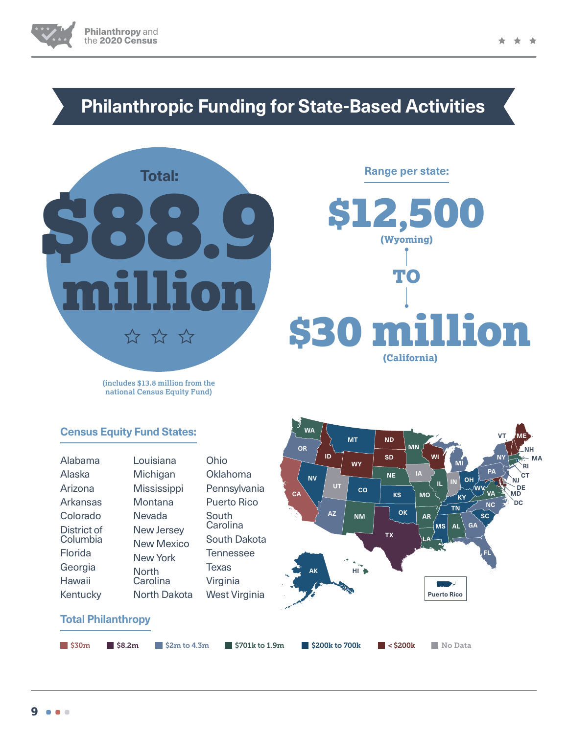# Philanthropic Funding for State-Based Activities

Total:

**$88.9 million**

(includes $13.8 million from the national Census Equity Fund)

Range per state:

**$12,500**
(Wyoming)

TO

**$30 million**
(California)

## Census Equity Fund States:

- Alabama
- Alaska
- Arizona
- Arkansas
- Colorado
- District of Columbia
- Florida
- Georgia
- Hawaii
- Kentucky
- Louisiana
- Michigan
- Mississippi
- Montana
- Nevada
- New Jersey
- New Mexico
- New York
- North Carolina
- North Dakota
- Ohio
- Oklahoma
- Pennsylvania
- Puerto Rico
- South Carolina
- South Dakota
- Tennessee
- Texas
- Virginia
- West Virginia

WA
OR
CA
ID
NV
MT
WY
UT
AZ
CO
NM
ND
SD
NE
KS
OK
TX
MN
IA
MO
AR
LA
WI
IL
MI
IN
OH
KY
TN
MS
AL
GA
FL
SC
NC
VA
WV
PA
NY
VT
NH
ME
MA
RI
CT
NJ
DE
MD
DC
AK
HI
Puerto Rico

## Total Philanthropy

$30m
$8.2m
$2m to 4.3m
$701k to 1.9m
$200k to 700k
< $200k
No Data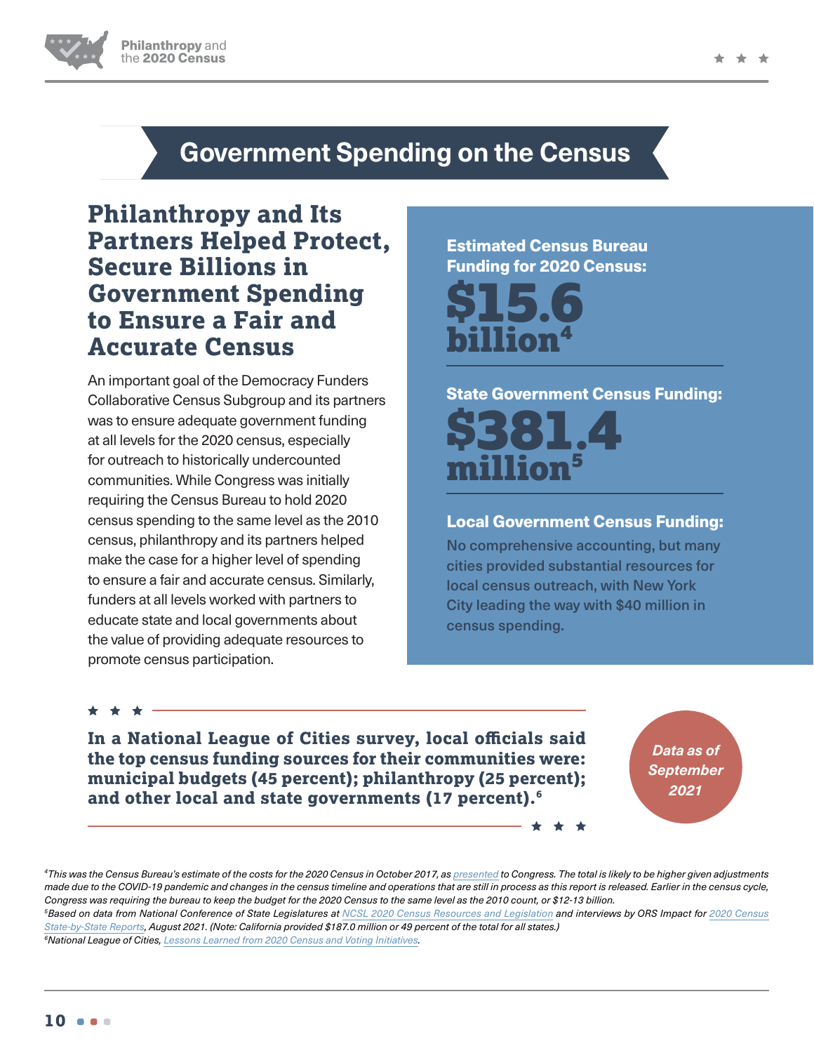# Government Spending on the Census

## Philanthropy and Its Partners Helped Protect, Secure Billions in Government Spending to Ensure a Fair and Accurate Census

An important goal of the Democracy Funders Collaborative Census Subgroup and its partners was to ensure adequate government funding at all levels for the 2020 census, especially for outreach to historically undercounted communities. While Congress was initially requiring the Census Bureau to hold 2020 census spending to the same level as the 2010 census, philanthropy and its partners helped make the case for a higher level of spending to ensure a fair and accurate census. Similarly, funders at all levels worked with partners to educate state and local governments about the value of providing adequate resources to promote census participation.

**Estimated Census Bureau Funding for 2020 Census:**

**$15.6 billion**[4]

**State Government Census Funding:**

**$381.4 million**[5]

**Local Government Census Funding:**

No comprehensive accounting, but many cities provided substantial resources for local census outreach, with New York City leading the way with $40 million in census spending.

**In a National League of Cities survey, local officials said the top census funding sources for their communities were: municipal budgets (45 percent); philanthropy (25 percent); and other local and state governments (17 percent).**[6]

*Data as of September 2021*

*[4]This was the Census Bureau's estimate of the costs for the 2020 Census in October 2017, as presented to Congress. The total is likely to be higher given adjustments made due to the COVID-19 pandemic and changes in the census timeline and operations that are still in process as this report is released. Earlier in the census cycle, Congress was requiring the bureau to keep the budget for the 2020 Census to the same level as the 2010 count, or $12-13 billion.*

*[5]Based on data from National Conference of State Legislatures at NCSL 2020 Census Resources and Legislation and interviews by ORS Impact for 2020 Census State-by-State Reports, August 2021. (Note: California provided $187.0 million or 49 percent of the total for all states.)*

*[6]National League of Cities, Lessons Learned from 2020 Census and Voting Initiatives.*